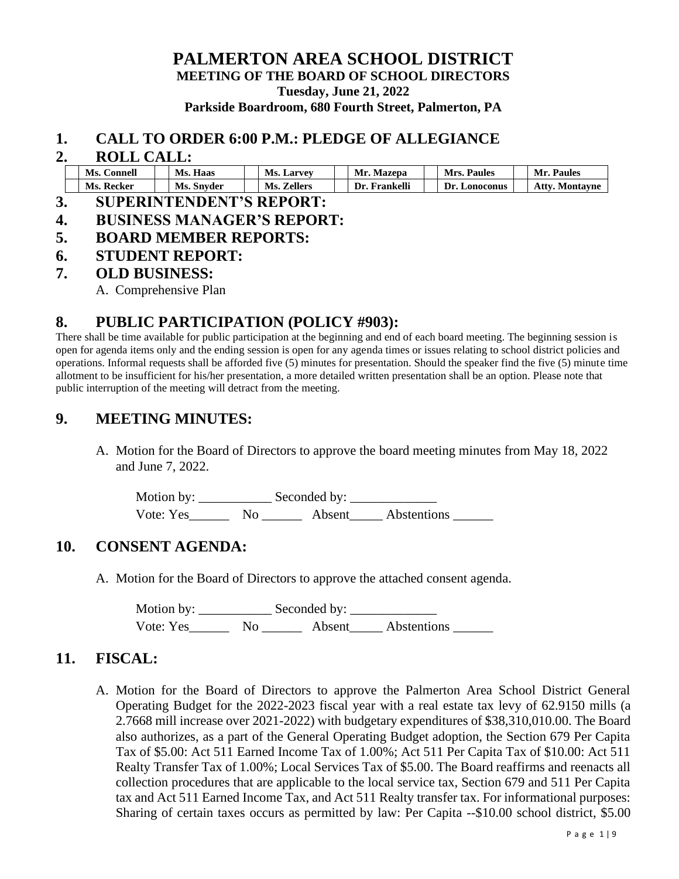# PALMERTON AREA SCHOOL DISTRICT

**MEETING OF THE BOARD OF SCHOOL DIRECTORS**

**Tuesday, June 21, 2022**

**Parkside Boardroom, 680 Fourth Street, Palmerton, PA**

## 1. CALL TO ORDER 6:00 P.M.: PLEDGE OF ALLEGIANCE

## 2. ROLL CALL:

| | | | | | | | | | | | |
|---|---|---|---|---|---|---|---|---|---|---|---|
| | **Ms. Connell** | | **Ms. Haas** | | **Ms. Larvey** | | **Mr. Mazepa** | | **Mrs. Paules** | | **Mr. Paules** |
| | **Ms. Recker** | | **Ms. Snyder** | | **Ms. Zellers** | | **Dr. Frankelli** | | **Dr. Lonoconus** | | **Atty. Montayne** |

## 3. SUPERINTENDENT'S REPORT:

## 4. BUSINESS MANAGER'S REPORT:

## 5. BOARD MEMBER REPORTS:

## 6. STUDENT REPORT:

## 7. OLD BUSINESS:

A. Comprehensive Plan

## 8. PUBLIC PARTICIPATION (POLICY #903):

There shall be time available for public participation at the beginning and end of each board meeting. The beginning session is open for agenda items only and the ending session is open for any agenda times or issues relating to school district policies and operations. Informal requests shall be afforded five (5) minutes for presentation. Should the speaker find the five (5) minute time allotment to be insufficient for his/her presentation, a more detailed written presentation shall be an option. Please note that public interruption of the meeting will detract from the meeting.

## 9. MEETING MINUTES:

A. Motion for the Board of Directors to approve the board meeting minutes from May 18, 2022 and June 7, 2022.

Motion by: ___________ Seconded by: _____________

Vote: Yes______ No ______ Absent_____ Abstentions ______

## 10. CONSENT AGENDA:

A. Motion for the Board of Directors to approve the attached consent agenda.

Motion by: ___________ Seconded by: _____________

Vote: Yes______ No ______ Absent_____ Abstentions ______

## 11. FISCAL:

A. Motion for the Board of Directors to approve the Palmerton Area School District General Operating Budget for the 2022-2023 fiscal year with a real estate tax levy of 62.9150 mills (a 2.7668 mill increase over 2021-2022) with budgetary expenditures of $38,310,010.00. The Board also authorizes, as a part of the General Operating Budget adoption, the Section 679 Per Capita Tax of $5.00: Act 511 Earned Income Tax of 1.00%; Act 511 Per Capita Tax of $10.00: Act 511 Realty Transfer Tax of 1.00%; Local Services Tax of $5.00. The Board reaffirms and reenacts all collection procedures that are applicable to the local service tax, Section 679 and 511 Per Capita tax and Act 511 Earned Income Tax, and Act 511 Realty transfer tax. For informational purposes: Sharing of certain taxes occurs as permitted by law: Per Capita --$10.00 school district, $5.00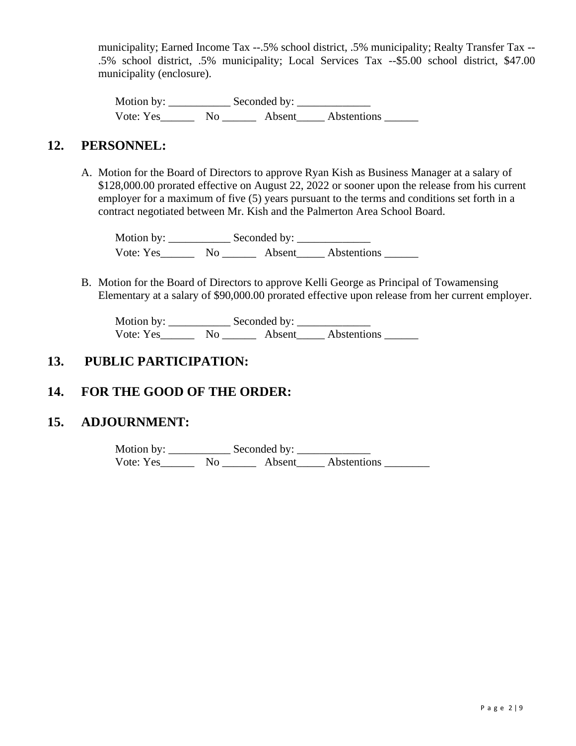municipality; Earned Income Tax --.5% school district, .5% municipality; Realty Transfer Tax -- .5% school district, .5% municipality; Local Services Tax --$5.00 school district, $47.00 municipality (enclosure).

Motion by: ___________ Seconded by: _____________
Vote: Yes______ No ______ Absent_____ Abstentions ______

## 12. PERSONNEL:

A. Motion for the Board of Directors to approve Ryan Kish as Business Manager at a salary of $128,000.00 prorated effective on August 22, 2022 or sooner upon the release from his current employer for a maximum of five (5) years pursuant to the terms and conditions set forth in a contract negotiated between Mr. Kish and the Palmerton Area School Board.

   Motion by: ___________ Seconded by: _____________
   Vote: Yes______ No ______ Absent_____ Abstentions ______

B. Motion for the Board of Directors to approve Kelli George as Principal of Towamensing Elementary at a salary of $90,000.00 prorated effective upon release from her current employer.

   Motion by: ___________ Seconded by: _____________
   Vote: Yes______ No ______ Absent_____ Abstentions ______

## 13. PUBLIC PARTICIPATION:

## 14. FOR THE GOOD OF THE ORDER:

## 15. ADJOURNMENT:

Motion by: ___________ Seconded by: _____________
Vote: Yes______ No ______ Absent_____ Abstentions ________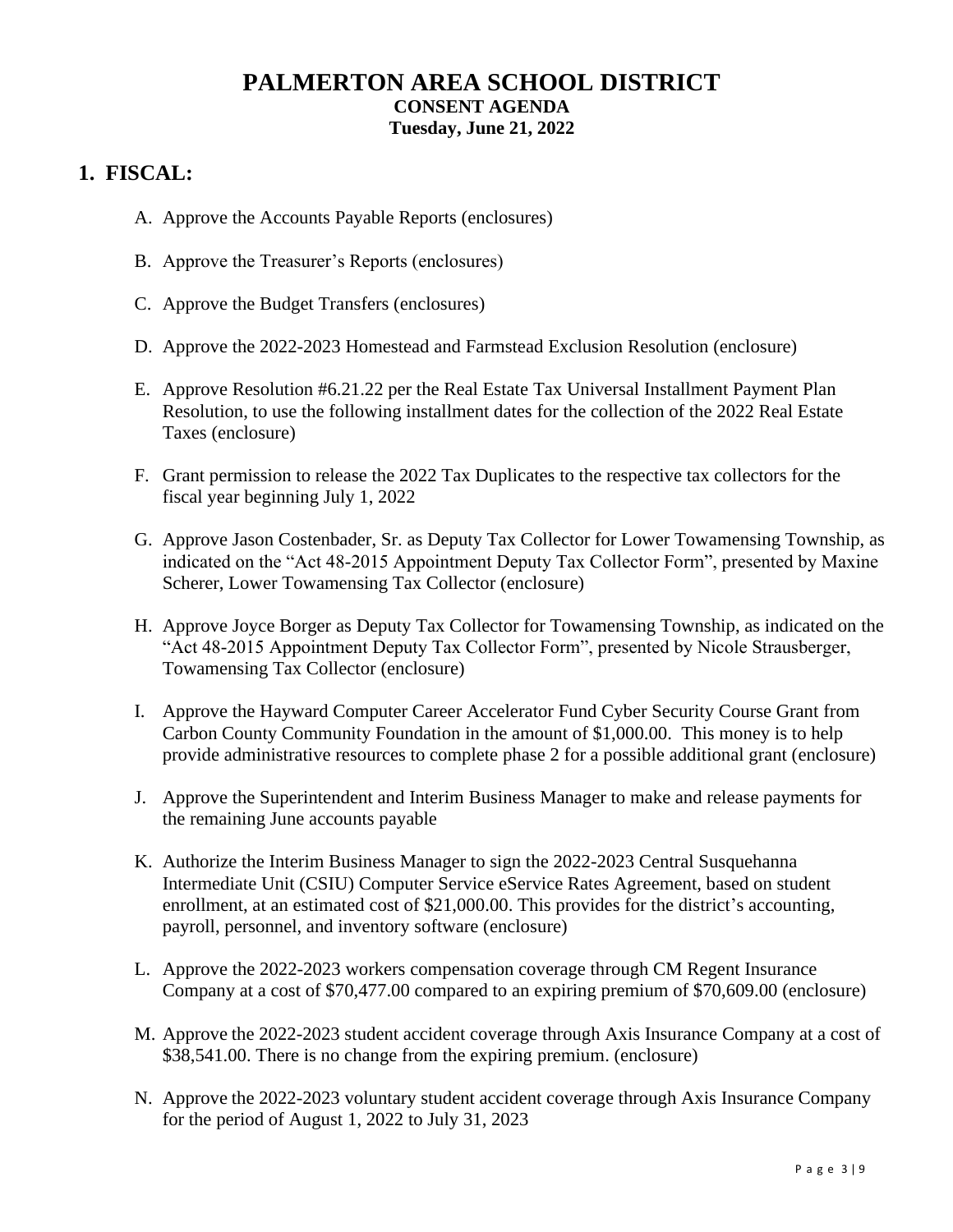# PALMERTON AREA SCHOOL DISTRICT

**CONSENT AGENDA**

**Tuesday, June 21, 2022**

## 1. FISCAL:

A. Approve the Accounts Payable Reports (enclosures)

B. Approve the Treasurer's Reports (enclosures)

C. Approve the Budget Transfers (enclosures)

D. Approve the 2022-2023 Homestead and Farmstead Exclusion Resolution (enclosure)

E. Approve Resolution #6.21.22 per the Real Estate Tax Universal Installment Payment Plan Resolution, to use the following installment dates for the collection of the 2022 Real Estate Taxes (enclosure)

F. Grant permission to release the 2022 Tax Duplicates to the respective tax collectors for the fiscal year beginning July 1, 2022

G. Approve Jason Costenbader, Sr. as Deputy Tax Collector for Lower Towamensing Township, as indicated on the "Act 48-2015 Appointment Deputy Tax Collector Form", presented by Maxine Scherer, Lower Towamensing Tax Collector (enclosure)

H. Approve Joyce Borger as Deputy Tax Collector for Towamensing Township, as indicated on the "Act 48-2015 Appointment Deputy Tax Collector Form", presented by Nicole Strausberger, Towamensing Tax Collector (enclosure)

I. Approve the Hayward Computer Career Accelerator Fund Cyber Security Course Grant from Carbon County Community Foundation in the amount of $1,000.00. This money is to help provide administrative resources to complete phase 2 for a possible additional grant (enclosure)

J. Approve the Superintendent and Interim Business Manager to make and release payments for the remaining June accounts payable

K. Authorize the Interim Business Manager to sign the 2022-2023 Central Susquehanna Intermediate Unit (CSIU) Computer Service eService Rates Agreement, based on student enrollment, at an estimated cost of $21,000.00. This provides for the district's accounting, payroll, personnel, and inventory software (enclosure)

L. Approve the 2022-2023 workers compensation coverage through CM Regent Insurance Company at a cost of $70,477.00 compared to an expiring premium of $70,609.00 (enclosure)

M. Approve the 2022-2023 student accident coverage through Axis Insurance Company at a cost of $38,541.00. There is no change from the expiring premium. (enclosure)

N. Approve the 2022-2023 voluntary student accident coverage through Axis Insurance Company for the period of August 1, 2022 to July 31, 2023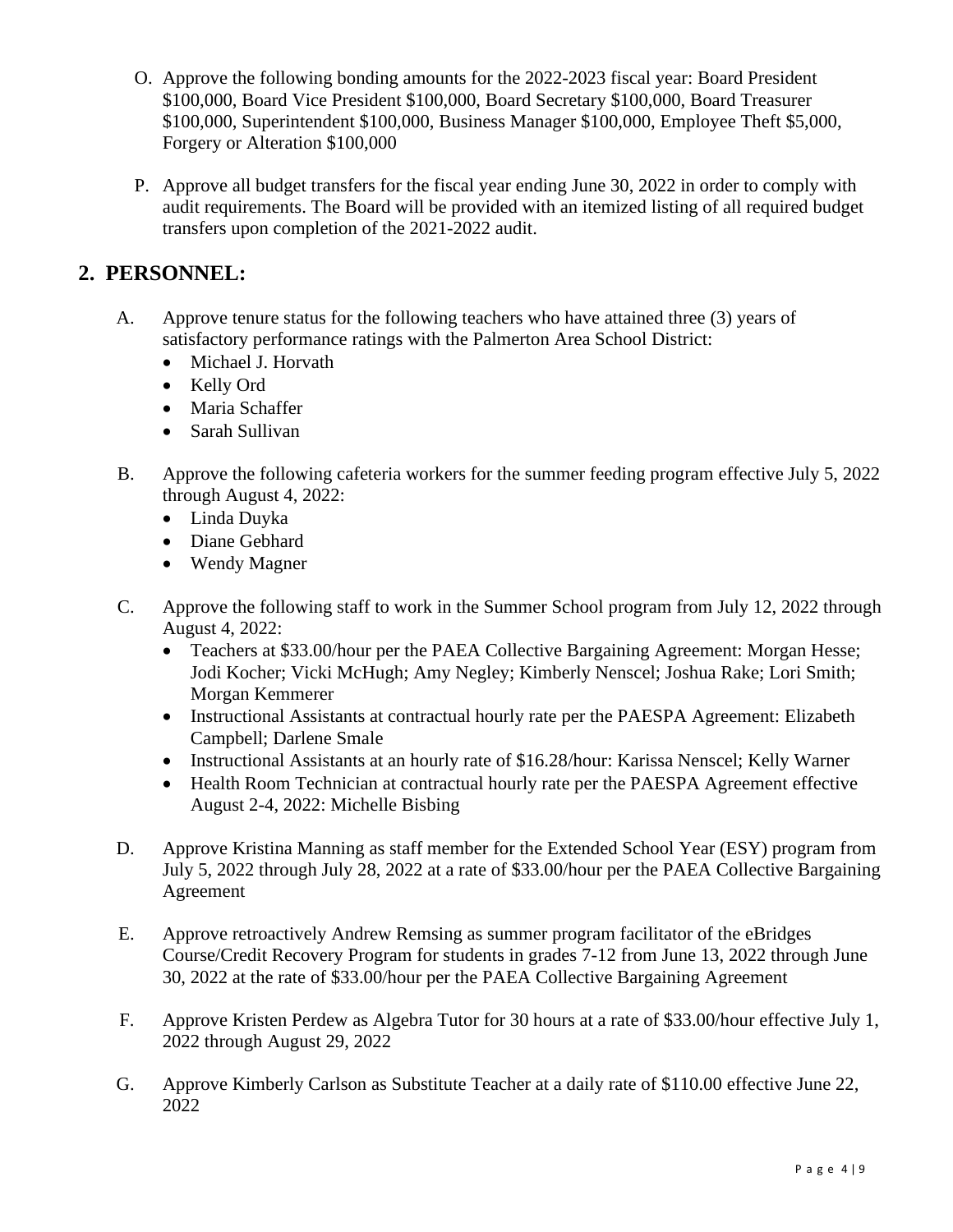O. Approve the following bonding amounts for the 2022-2023 fiscal year: Board President $100,000, Board Vice President $100,000, Board Secretary $100,000, Board Treasurer $100,000, Superintendent $100,000, Business Manager $100,000, Employee Theft $5,000, Forgery or Alteration $100,000

P. Approve all budget transfers for the fiscal year ending June 30, 2022 in order to comply with audit requirements. The Board will be provided with an itemized listing of all required budget transfers upon completion of the 2021-2022 audit.

## 2. PERSONNEL:

A. Approve tenure status for the following teachers who have attained three (3) years of satisfactory performance ratings with the Palmerton Area School District:
- Michael J. Horvath
- Kelly Ord
- Maria Schaffer
- Sarah Sullivan

B. Approve the following cafeteria workers for the summer feeding program effective July 5, 2022 through August 4, 2022:
- Linda Duyka
- Diane Gebhard
- Wendy Magner

C. Approve the following staff to work in the Summer School program from July 12, 2022 through August 4, 2022:
- Teachers at $33.00/hour per the PAEA Collective Bargaining Agreement: Morgan Hesse; Jodi Kocher; Vicki McHugh; Amy Negley; Kimberly Nenscel; Joshua Rake; Lori Smith; Morgan Kemmerer
- Instructional Assistants at contractual hourly rate per the PAESPA Agreement: Elizabeth Campbell; Darlene Smale
- Instructional Assistants at an hourly rate of $16.28/hour: Karissa Nenscel; Kelly Warner
- Health Room Technician at contractual hourly rate per the PAESPA Agreement effective August 2-4, 2022: Michelle Bisbing

D. Approve Kristina Manning as staff member for the Extended School Year (ESY) program from July 5, 2022 through July 28, 2022 at a rate of $33.00/hour per the PAEA Collective Bargaining Agreement

E. Approve retroactively Andrew Remsing as summer program facilitator of the eBridges Course/Credit Recovery Program for students in grades 7-12 from June 13, 2022 through June 30, 2022 at the rate of $33.00/hour per the PAEA Collective Bargaining Agreement

F. Approve Kristen Perdew as Algebra Tutor for 30 hours at a rate of $33.00/hour effective July 1, 2022 through August 29, 2022

G. Approve Kimberly Carlson as Substitute Teacher at a daily rate of $110.00 effective June 22, 2022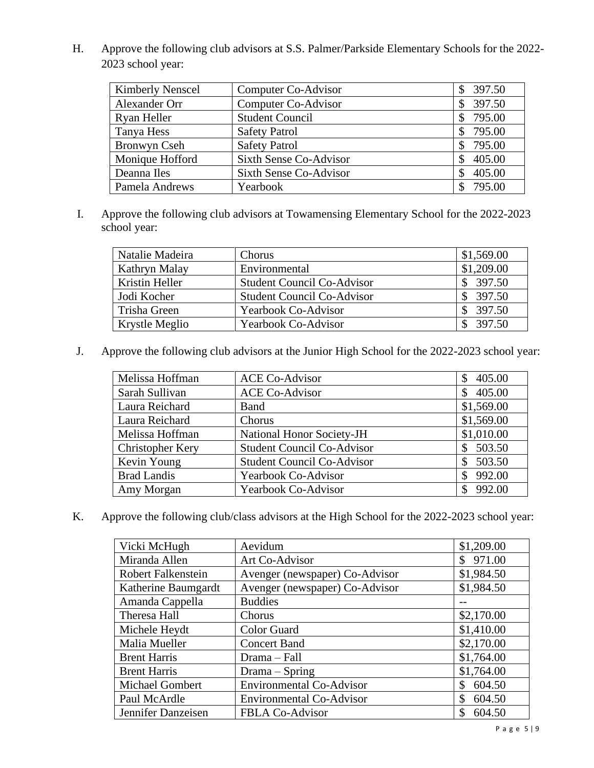H. Approve the following club advisors at S.S. Palmer/Parkside Elementary Schools for the 2022-2023 school year:

| | | |
|---|---|---|
| Kimberly Nenscel | Computer Co-Advisor | $ 397.50 |
| Alexander Orr | Computer Co-Advisor | $ 397.50 |
| Ryan Heller | Student Council | $ 795.00 |
| Tanya Hess | Safety Patrol | $ 795.00 |
| Bronwyn Cseh | Safety Patrol | $ 795.00 |
| Monique Hofford | Sixth Sense Co-Advisor | $ 405.00 |
| Deanna Iles | Sixth Sense Co-Advisor | $ 405.00 |
| Pamela Andrews | Yearbook | $ 795.00 |

I. Approve the following club advisors at Towamensing Elementary School for the 2022-2023 school year:

| | | |
|---|---|---|
| Natalie Madeira | Chorus | $1,569.00 |
| Kathryn Malay | Environmental | $1,209.00 |
| Kristin Heller | Student Council Co-Advisor | $ 397.50 |
| Jodi Kocher | Student Council Co-Advisor | $ 397.50 |
| Trisha Green | Yearbook Co-Advisor | $ 397.50 |
| Krystle Meglio | Yearbook Co-Advisor | $ 397.50 |

J. Approve the following club advisors at the Junior High School for the 2022-2023 school year:

| | | |
|---|---|---|
| Melissa Hoffman | ACE Co-Advisor | $ 405.00 |
| Sarah Sullivan | ACE Co-Advisor | $ 405.00 |
| Laura Reichard | Band | $1,569.00 |
| Laura Reichard | Chorus | $1,569.00 |
| Melissa Hoffman | National Honor Society-JH | $1,010.00 |
| Christopher Kery | Student Council Co-Advisor | $ 503.50 |
| Kevin Young | Student Council Co-Advisor | $ 503.50 |
| Brad Landis | Yearbook Co-Advisor | $ 992.00 |
| Amy Morgan | Yearbook Co-Advisor | $ 992.00 |

K. Approve the following club/class advisors at the High School for the 2022-2023 school year:

| | | |
|---|---|---|
| Vicki McHugh | Aevidum | $1,209.00 |
| Miranda Allen | Art Co-Advisor | $ 971.00 |
| Robert Falkenstein | Avenger (newspaper) Co-Advisor | $1,984.50 |
| Katherine Baumgardt | Avenger (newspaper) Co-Advisor | $1,984.50 |
| Amanda Cappella | Buddies | -- |
| Theresa Hall | Chorus | $2,170.00 |
| Michele Heydt | Color Guard | $1,410.00 |
| Malia Mueller | Concert Band | $2,170.00 |
| Brent Harris | Drama – Fall | $1,764.00 |
| Brent Harris | Drama – Spring | $1,764.00 |
| Michael Gombert | Environmental Co-Advisor | $ 604.50 |
| Paul McArdle | Environmental Co-Advisor | $ 604.50 |
| Jennifer Danzeisen | FBLA Co-Advisor | $ 604.50 |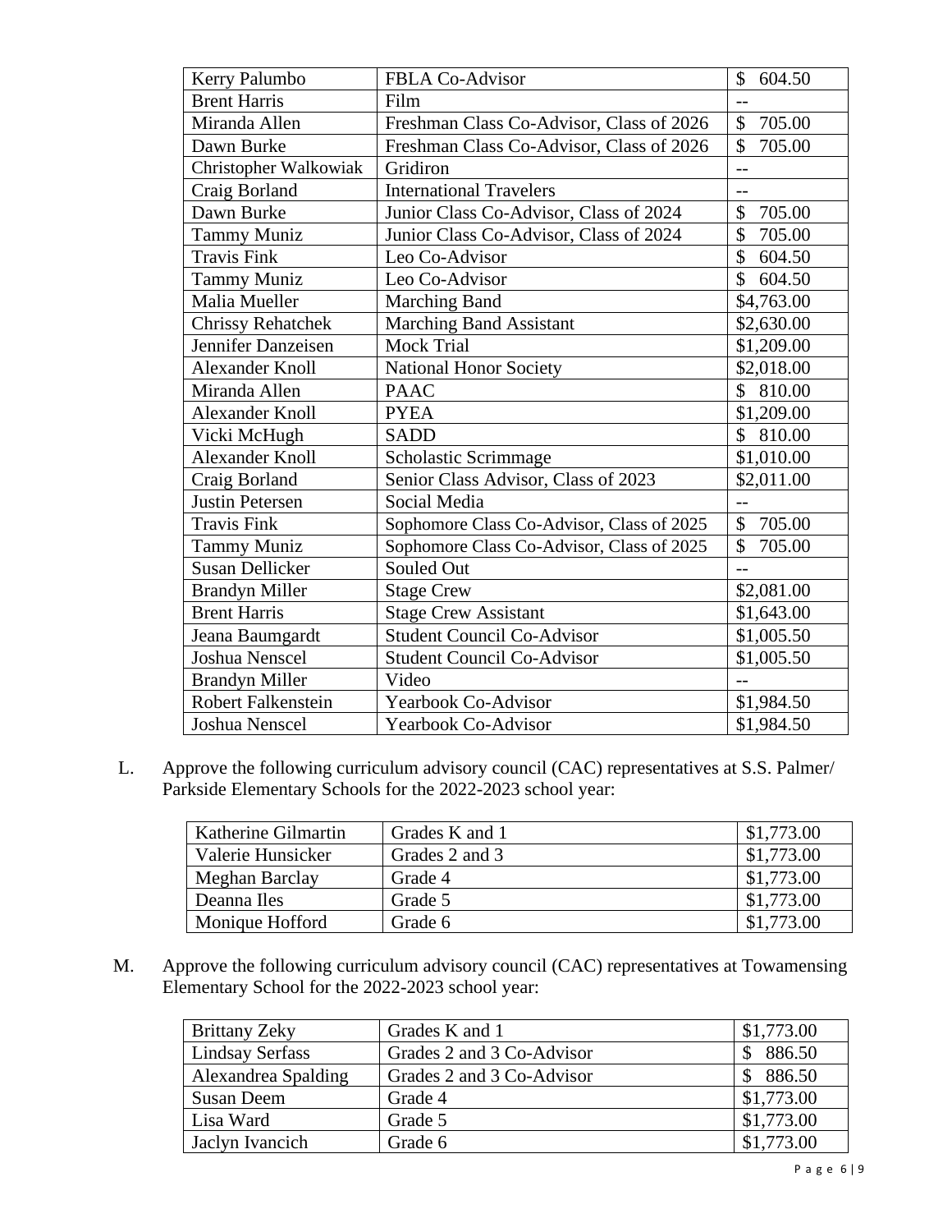| | | |
|---|---|---|
| Kerry Palumbo | FBLA Co-Advisor | $ 604.50 |
| Brent Harris | Film | -- |
| Miranda Allen | Freshman Class Co-Advisor, Class of 2026 | $ 705.00 |
| Dawn Burke | Freshman Class Co-Advisor, Class of 2026 | $ 705.00 |
| Christopher Walkowiak | Gridiron | -- |
| Craig Borland | International Travelers | -- |
| Dawn Burke | Junior Class Co-Advisor, Class of 2024 | $ 705.00 |
| Tammy Muniz | Junior Class Co-Advisor, Class of 2024 | $ 705.00 |
| Travis Fink | Leo Co-Advisor | $ 604.50 |
| Tammy Muniz | Leo Co-Advisor | $ 604.50 |
| Malia Mueller | Marching Band | $4,763.00 |
| Chrissy Rehatchek | Marching Band Assistant | $2,630.00 |
| Jennifer Danzeisen | Mock Trial | $1,209.00 |
| Alexander Knoll | National Honor Society | $2,018.00 |
| Miranda Allen | PAAC | $ 810.00 |
| Alexander Knoll | PYEA | $1,209.00 |
| Vicki McHugh | SADD | $ 810.00 |
| Alexander Knoll | Scholastic Scrimmage | $1,010.00 |
| Craig Borland | Senior Class Advisor, Class of 2023 | $2,011.00 |
| Justin Petersen | Social Media | -- |
| Travis Fink | Sophomore Class Co-Advisor, Class of 2025 | $ 705.00 |
| Tammy Muniz | Sophomore Class Co-Advisor, Class of 2025 | $ 705.00 |
| Susan Dellicker | Souled Out | -- |
| Brandyn Miller | Stage Crew | $2,081.00 |
| Brent Harris | Stage Crew Assistant | $1,643.00 |
| Jeana Baumgardt | Student Council Co-Advisor | $1,005.50 |
| Joshua Nenscel | Student Council Co-Advisor | $1,005.50 |
| Brandyn Miller | Video | -- |
| Robert Falkenstein | Yearbook Co-Advisor | $1,984.50 |
| Joshua Nenscel | Yearbook Co-Advisor | $1,984.50 |

L. Approve the following curriculum advisory council (CAC) representatives at S.S. Palmer/ Parkside Elementary Schools for the 2022-2023 school year:

| | | |
|---|---|---|
| Katherine Gilmartin | Grades K and 1 | $1,773.00 |
| Valerie Hunsicker | Grades 2 and 3 | $1,773.00 |
| Meghan Barclay | Grade 4 | $1,773.00 |
| Deanna Iles | Grade 5 | $1,773.00 |
| Monique Hofford | Grade 6 | $1,773.00 |

M. Approve the following curriculum advisory council (CAC) representatives at Towamensing Elementary School for the 2022-2023 school year:

| | | |
|---|---|---|
| Brittany Zeky | Grades K and 1 | $1,773.00 |
| Lindsay Serfass | Grades 2 and 3 Co-Advisor | $ 886.50 |
| Alexandrea Spalding | Grades 2 and 3 Co-Advisor | $ 886.50 |
| Susan Deem | Grade 4 | $1,773.00 |
| Lisa Ward | Grade 5 | $1,773.00 |
| Jaclyn Ivancich | Grade 6 | $1,773.00 |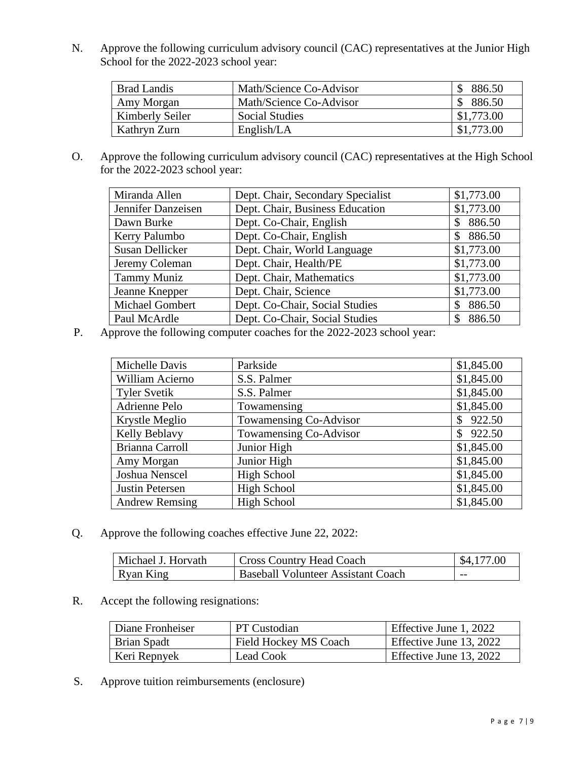N. Approve the following curriculum advisory council (CAC) representatives at the Junior High School for the 2022-2023 school year:

| | | |
|---|---|---|
| Brad Landis | Math/Science Co-Advisor | $ 886.50 |
| Amy Morgan | Math/Science Co-Advisor | $ 886.50 |
| Kimberly Seiler | Social Studies | $1,773.00 |
| Kathryn Zurn | English/LA | $1,773.00 |

O. Approve the following curriculum advisory council (CAC) representatives at the High School for the 2022-2023 school year:

| | | |
|---|---|---|
| Miranda Allen | Dept. Chair, Secondary Specialist | $1,773.00 |
| Jennifer Danzeisen | Dept. Chair, Business Education | $1,773.00 |
| Dawn Burke | Dept. Co-Chair, English | $ 886.50 |
| Kerry Palumbo | Dept. Co-Chair, English | $ 886.50 |
| Susan Dellicker | Dept. Chair, World Language | $1,773.00 |
| Jeremy Coleman | Dept. Chair, Health/PE | $1,773.00 |
| Tammy Muniz | Dept. Chair, Mathematics | $1,773.00 |
| Jeanne Knepper | Dept. Chair, Science | $1,773.00 |
| Michael Gombert | Dept. Co-Chair, Social Studies | $ 886.50 |
| Paul McArdle | Dept. Co-Chair, Social Studies | $ 886.50 |

P. Approve the following computer coaches for the 2022-2023 school year:

| | | |
|---|---|---|
| Michelle Davis | Parkside | $1,845.00 |
| William Acierno | S.S. Palmer | $1,845.00 |
| Tyler Svetik | S.S. Palmer | $1,845.00 |
| Adrienne Pelo | Towamensing | $1,845.00 |
| Krystle Meglio | Towamensing Co-Advisor | $ 922.50 |
| Kelly Beblavy | Towamensing Co-Advisor | $ 922.50 |
| Brianna Carroll | Junior High | $1,845.00 |
| Amy Morgan | Junior High | $1,845.00 |
| Joshua Nenscel | High School | $1,845.00 |
| Justin Petersen | High School | $1,845.00 |
| Andrew Remsing | High School | $1,845.00 |

Q. Approve the following coaches effective June 22, 2022:

| | | |
|---|---|---|
| Michael J. Horvath | Cross Country Head Coach | $4,177.00 |
| Ryan King | Baseball Volunteer Assistant Coach | -- |

R. Accept the following resignations:

| | | |
|---|---|---|
| Diane Fronheiser | PT Custodian | Effective June 1, 2022 |
| Brian Spadt | Field Hockey MS Coach | Effective June 13, 2022 |
| Keri Repnyek | Lead Cook | Effective June 13, 2022 |

S. Approve tuition reimbursements (enclosure)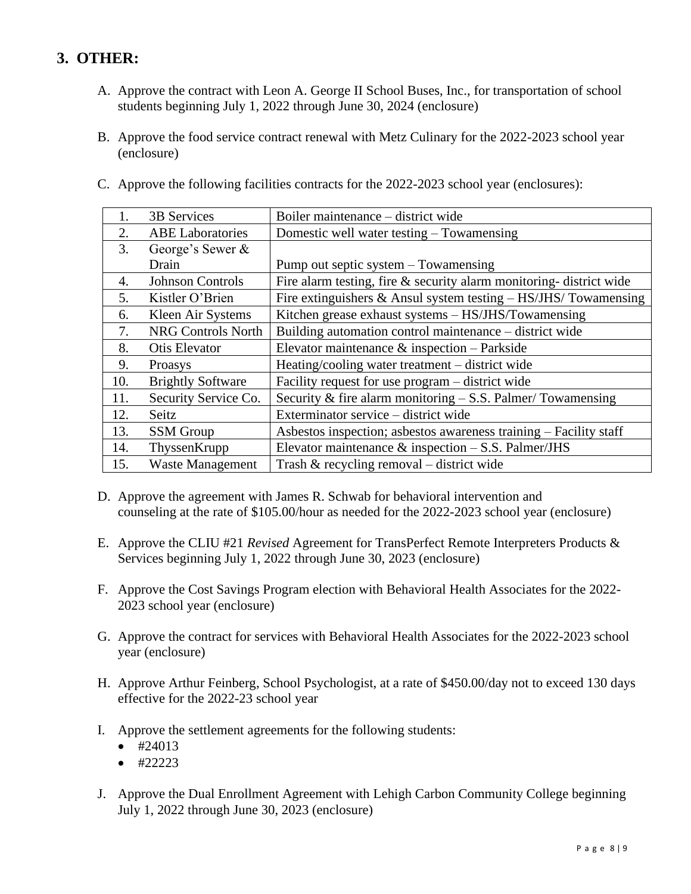## 3. OTHER:

A. Approve the contract with Leon A. George II School Buses, Inc., for transportation of school students beginning July 1, 2022 through June 30, 2024 (enclosure)

B. Approve the food service contract renewal with Metz Culinary for the 2022-2023 school year (enclosure)

C. Approve the following facilities contracts for the 2022-2023 school year (enclosures):

| | | |
|---|---|---|
| 1. | 3B Services | Boiler maintenance – district wide |
| 2. | ABE Laboratories | Domestic well water testing – Towamensing |
| 3. | George's Sewer & Drain | Pump out septic system – Towamensing |
| 4. | Johnson Controls | Fire alarm testing, fire & security alarm monitoring- district wide |
| 5. | Kistler O'Brien | Fire extinguishers & Ansul system testing – HS/JHS/ Towamensing |
| 6. | Kleen Air Systems | Kitchen grease exhaust systems – HS/JHS/Towamensing |
| 7. | NRG Controls North | Building automation control maintenance – district wide |
| 8. | Otis Elevator | Elevator maintenance & inspection – Parkside |
| 9. | Proasys | Heating/cooling water treatment – district wide |
| 10. | Brightly Software | Facility request for use program – district wide |
| 11. | Security Service Co. | Security & fire alarm monitoring – S.S. Palmer/ Towamensing |
| 12. | Seitz | Exterminator service – district wide |
| 13. | SSM Group | Asbestos inspection; asbestos awareness training – Facility staff |
| 14. | ThyssenKrupp | Elevator maintenance & inspection – S.S. Palmer/JHS |
| 15. | Waste Management | Trash & recycling removal – district wide |

D. Approve the agreement with James R. Schwab for behavioral intervention and counseling at the rate of $105.00/hour as needed for the 2022-2023 school year (enclosure)

E. Approve the CLIU #21 *Revised* Agreement for TransPerfect Remote Interpreters Products & Services beginning July 1, 2022 through June 30, 2023 (enclosure)

F. Approve the Cost Savings Program election with Behavioral Health Associates for the 2022-2023 school year (enclosure)

G. Approve the contract for services with Behavioral Health Associates for the 2022-2023 school year (enclosure)

H. Approve Arthur Feinberg, School Psychologist, at a rate of $450.00/day not to exceed 130 days effective for the 2022-23 school year

I. Approve the settlement agreements for the following students:
- #24013
- #22223

J. Approve the Dual Enrollment Agreement with Lehigh Carbon Community College beginning July 1, 2022 through June 30, 2023 (enclosure)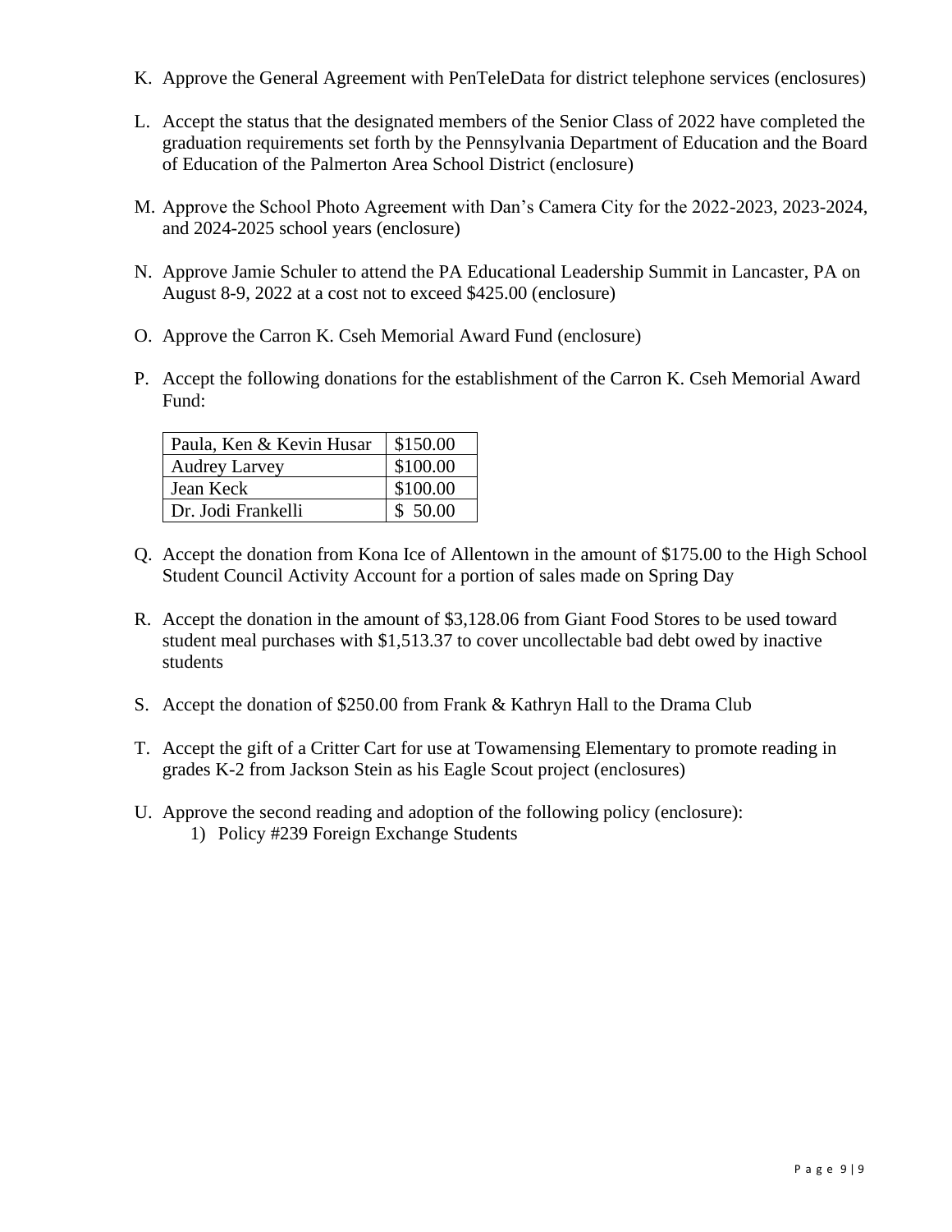K. Approve the General Agreement with PenTeleData for district telephone services (enclosures)

L. Accept the status that the designated members of the Senior Class of 2022 have completed the graduation requirements set forth by the Pennsylvania Department of Education and the Board of Education of the Palmerton Area School District (enclosure)

M. Approve the School Photo Agreement with Dan's Camera City for the 2022-2023, 2023-2024, and 2024-2025 school years (enclosure)

N. Approve Jamie Schuler to attend the PA Educational Leadership Summit in Lancaster, PA on August 8-9, 2022 at a cost not to exceed $425.00 (enclosure)

O. Approve the Carron K. Cseh Memorial Award Fund (enclosure)

P. Accept the following donations for the establishment of the Carron K. Cseh Memorial Award Fund:

| | |
|---|---|
| Paula, Ken & Kevin Husar | $150.00 |
| Audrey Larvey | $100.00 |
| Jean Keck | $100.00 |
| Dr. Jodi Frankelli | $ 50.00 |

Q. Accept the donation from Kona Ice of Allentown in the amount of $175.00 to the High School Student Council Activity Account for a portion of sales made on Spring Day

R. Accept the donation in the amount of $3,128.06 from Giant Food Stores to be used toward student meal purchases with $1,513.37 to cover uncollectable bad debt owed by inactive students

S. Accept the donation of $250.00 from Frank & Kathryn Hall to the Drama Club

T. Accept the gift of a Critter Cart for use at Towamensing Elementary to promote reading in grades K-2 from Jackson Stein as his Eagle Scout project (enclosures)

U. Approve the second reading and adoption of the following policy (enclosure):
    1) Policy #239 Foreign Exchange Students